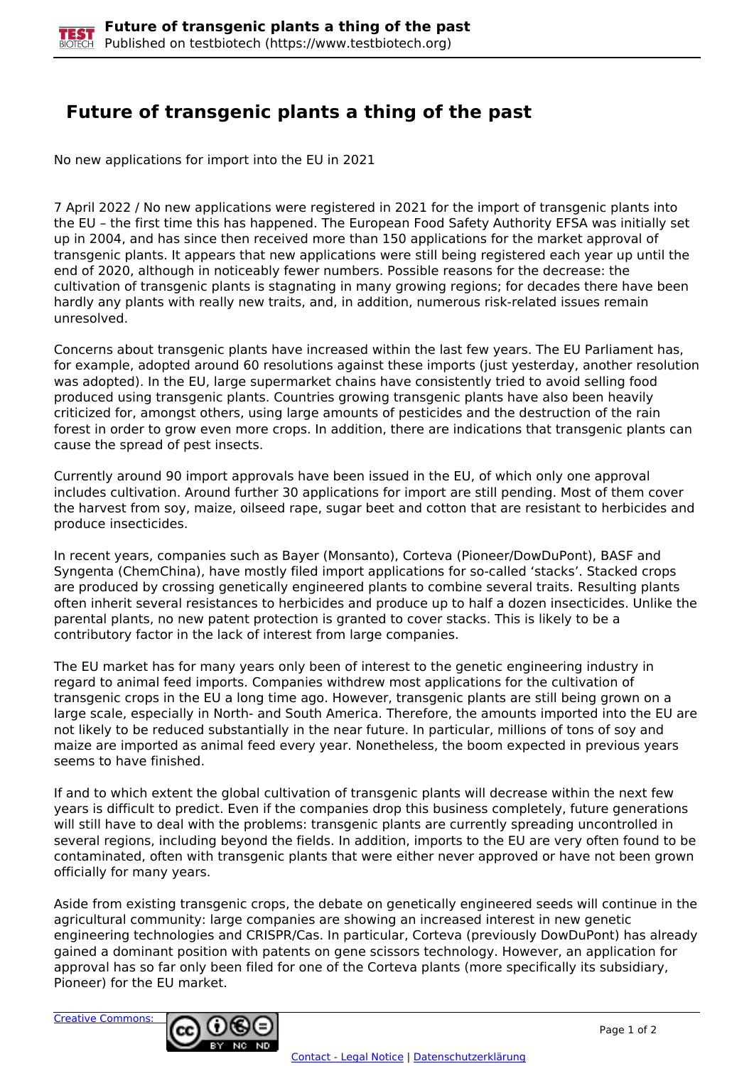# Future of transgenic plants a thing of the past

No new applications for import into the EU in 2021

7 April 2022 / No new applications were registered in 2021 for the import of transgenic plants into the EU – the first time this has happened. The European Food Safety Authority EFSA was initially set up in 2004, and has since then received more than 150 applications for the market approval of transgenic plants. It appears that new applications were still being registered each year up until the end of 2020, although in noticeably fewer numbers. Possible reasons for the decrease: the cultivation of transgenic plants is stagnating in many growing regions; for decades there have been hardly any plants with really new traits, and, in addition, numerous risk-related issues remain unresolved.

Concerns about transgenic plants have increased within the last few years. The EU Parliament has, for example, adopted around 60 resolutions against these imports (just yesterday, another resolution was adopted). In the EU, large supermarket chains have consistently tried to avoid selling food produced using transgenic plants. Countries growing transgenic plants have also been heavily criticized for, amongst others, using large amounts of pesticides and the destruction of the rain forest in order to grow even more crops. In addition, there are indications that transgenic plants can cause the spread of pest insects.

Currently around 90 import approvals have been issued in the EU, of which only one approval includes cultivation. Around further 30 applications for import are still pending. Most of them cover the harvest from soy, maize, oilseed rape, sugar beet and cotton that are resistant to herbicides and produce insecticides.

In recent years, companies such as Bayer (Monsanto), Corteva (Pioneer/DowDuPont), BASF and Syngenta (ChemChina), have mostly filed import applications for so-called 'stacks'. Stacked crops are produced by crossing genetically engineered plants to combine several traits. Resulting plants often inherit several resistances to herbicides and produce up to half a dozen insecticides. Unlike the parental plants, no new patent protection is granted to cover stacks. This is likely to be a contributory factor in the lack of interest from large companies.

The EU market has for many years only been of interest to the genetic engineering industry in regard to animal feed imports. Companies withdrew most applications for the cultivation of transgenic crops in the EU a long time ago. However, transgenic plants are still being grown on a large scale, especially in North- and South America. Therefore, the amounts imported into the EU are not likely to be reduced substantially in the near future. In particular, millions of tons of soy and maize are imported as animal feed every year. Nonetheless, the boom expected in previous years seems to have finished.

If and to which extent the global cultivation of transgenic plants will decrease within the next few years is difficult to predict. Even if the companies drop this business completely, future generations will still have to deal with the problems: transgenic plants are currently spreading uncontrolled in several regions, including beyond the fields. In addition, imports to the EU are very often found to be contaminated, often with transgenic plants that were either never approved or have not been grown officially for many years.

Aside from existing transgenic crops, the debate on genetically engineered seeds will continue in the agricultural community: large companies are showing an increased interest in new genetic engineering technologies and CRISPR/Cas. In particular, Corteva (previously DowDuPont) has already gained a dominant position with patents on gene scissors technology. However, an application for approval has so far only been filed for one of the Corteva plants (more specifically its subsidiary, Pioneer) for the EU market.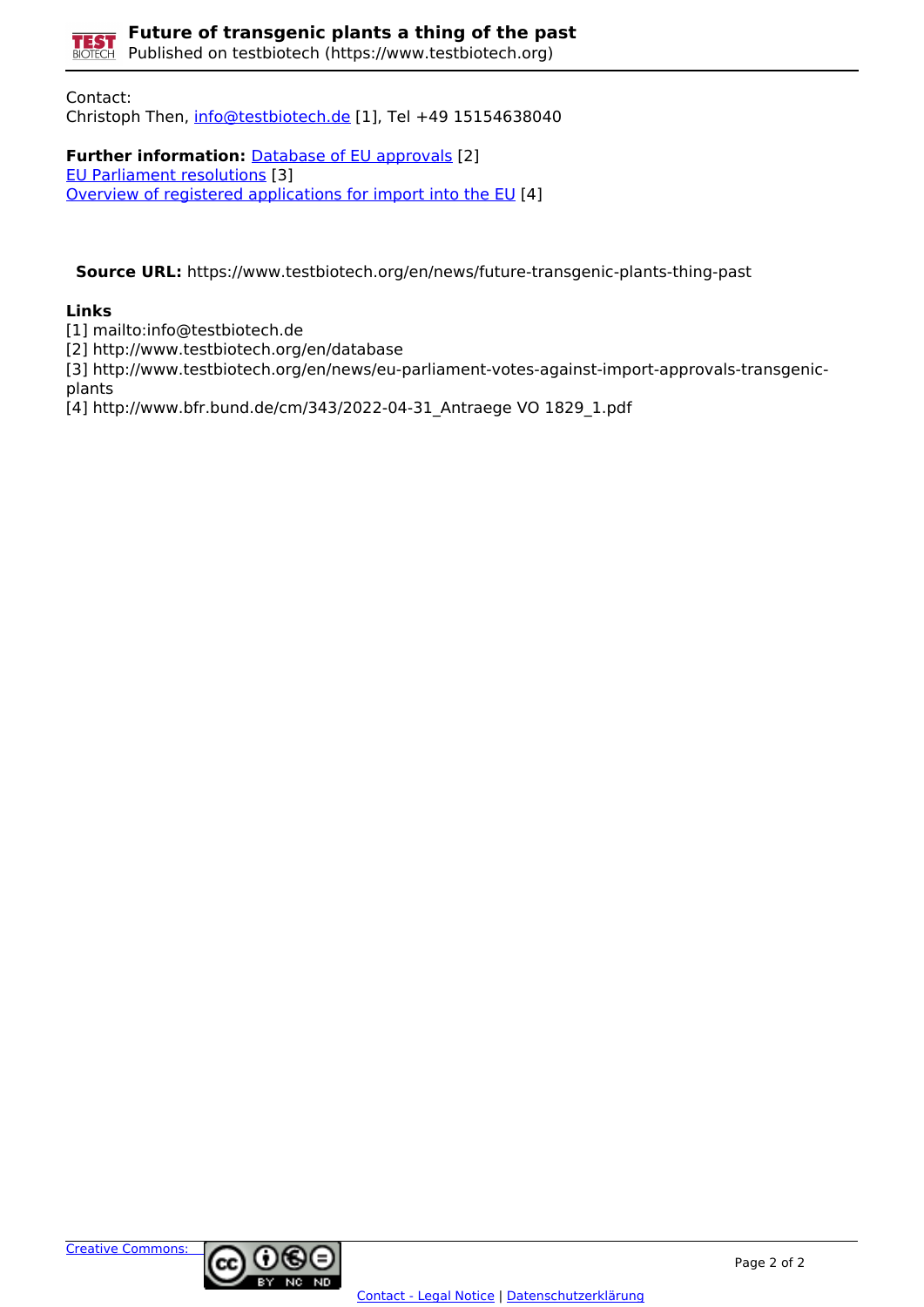Contact:
Christoph Then, info@testbiotech.de [1], Tel +49 15154638040

**Further information:** Database of EU approvals [2]
EU Parliament resolutions [3]
Overview of registered applications for import into the EU [4]

**Source URL:** https://www.testbiotech.org/en/news/future-transgenic-plants-thing-past

**Links**
[1] mailto:info@testbiotech.de
[2] http://www.testbiotech.org/en/database
[3] http://www.testbiotech.org/en/news/eu-parliament-votes-against-import-approvals-transgenic-plants
[4] http://www.bfr.bund.de/cm/343/2022-04-31_Antraege VO 1829_1.pdf